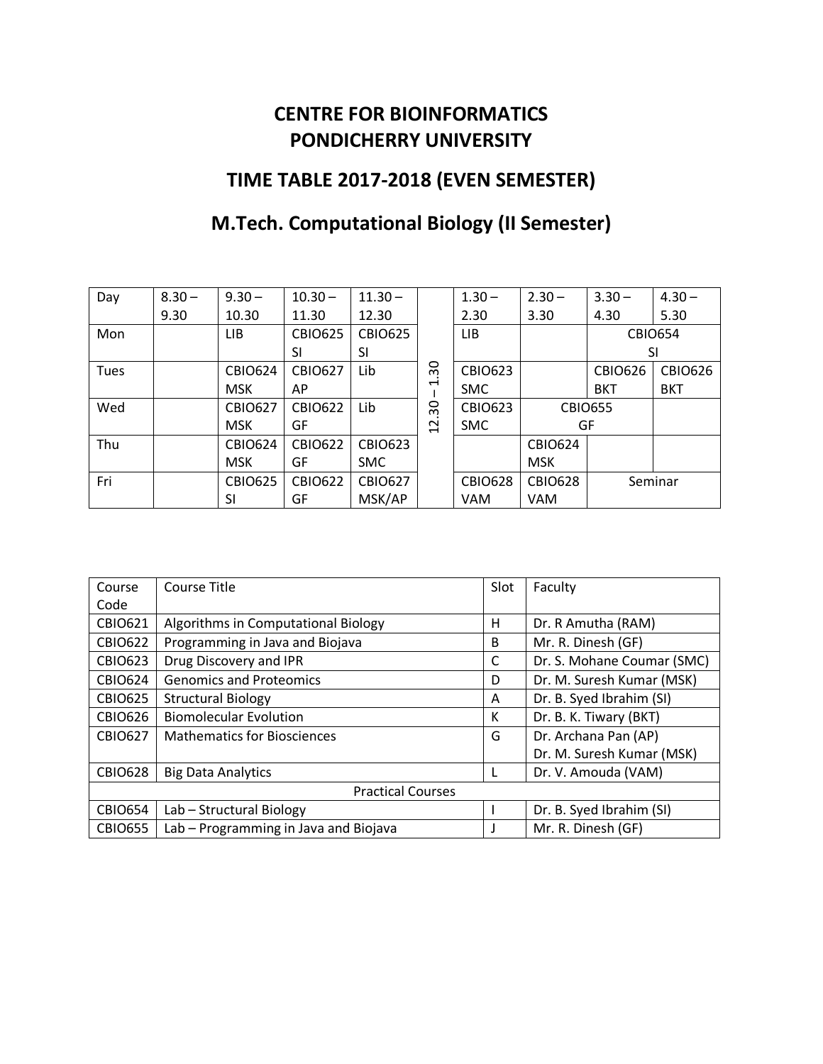# CENTRE FOR BIOINFORMATICS
# PONDICHERRY UNIVERSITY

## TIME TABLE 2017-2018 (EVEN SEMESTER)

## M.Tech. Computational Biology (II Semester)

| Day | 8.30 – 9.30 | 9.30 – 10.30 | 10.30 – 11.30 | 11.30 – 12.30 | | 1.30 – 2.30 | 2.30 – 3.30 | 3.30 – 4.30 | 4.30 – 5.30 |
|---|---|---|---|---|---|---|---|---|---|
| Mon | | LIB | CBIO625 SI | CBIO625 SI | 12.30 – 1.30 | LIB | | CBIO654 SI | |
| Tues | | CBIO624 MSK | CBIO627 AP | Lib | | CBIO623 SMC | | CBIO626 BKT | CBIO626 BKT |
| Wed | | CBIO627 MSK | CBIO622 GF | Lib | | CBIO623 SMC | CBIO655 GF | | |
| Thu | | CBIO624 MSK | CBIO622 GF | CBIO623 SMC | | | CBIO624 MSK | | |
| Fri | | CBIO625 SI | CBIO622 GF | CBIO627 MSK/AP | | CBIO628 VAM | CBIO628 VAM | Seminar | |

| Course Code | Course Title | Slot | Faculty |
|---|---|---|---|
| CBIO621 | Algorithms in Computational Biology | H | Dr. R Amutha (RAM) |
| CBIO622 | Programming in Java and Biojava | B | Mr. R. Dinesh (GF) |
| CBIO623 | Drug Discovery and IPR | C | Dr. S. Mohane Coumar (SMC) |
| CBIO624 | Genomics and Proteomics | D | Dr. M. Suresh Kumar (MSK) |
| CBIO625 | Structural Biology | A | Dr. B. Syed Ibrahim (SI) |
| CBIO626 | Biomolecular Evolution | K | Dr. B. K. Tiwary (BKT) |
| CBIO627 | Mathematics for Biosciences | G | Dr. Archana Pan (AP)<br>Dr. M. Suresh Kumar (MSK) |
| CBIO628 | Big Data Analytics | L | Dr. V. Amouda (VAM) |
| Practical Courses | | | |
| CBIO654 | Lab – Structural Biology | I | Dr. B. Syed Ibrahim (SI) |
| CBIO655 | Lab – Programming in Java and Biojava | J | Mr. R. Dinesh (GF) |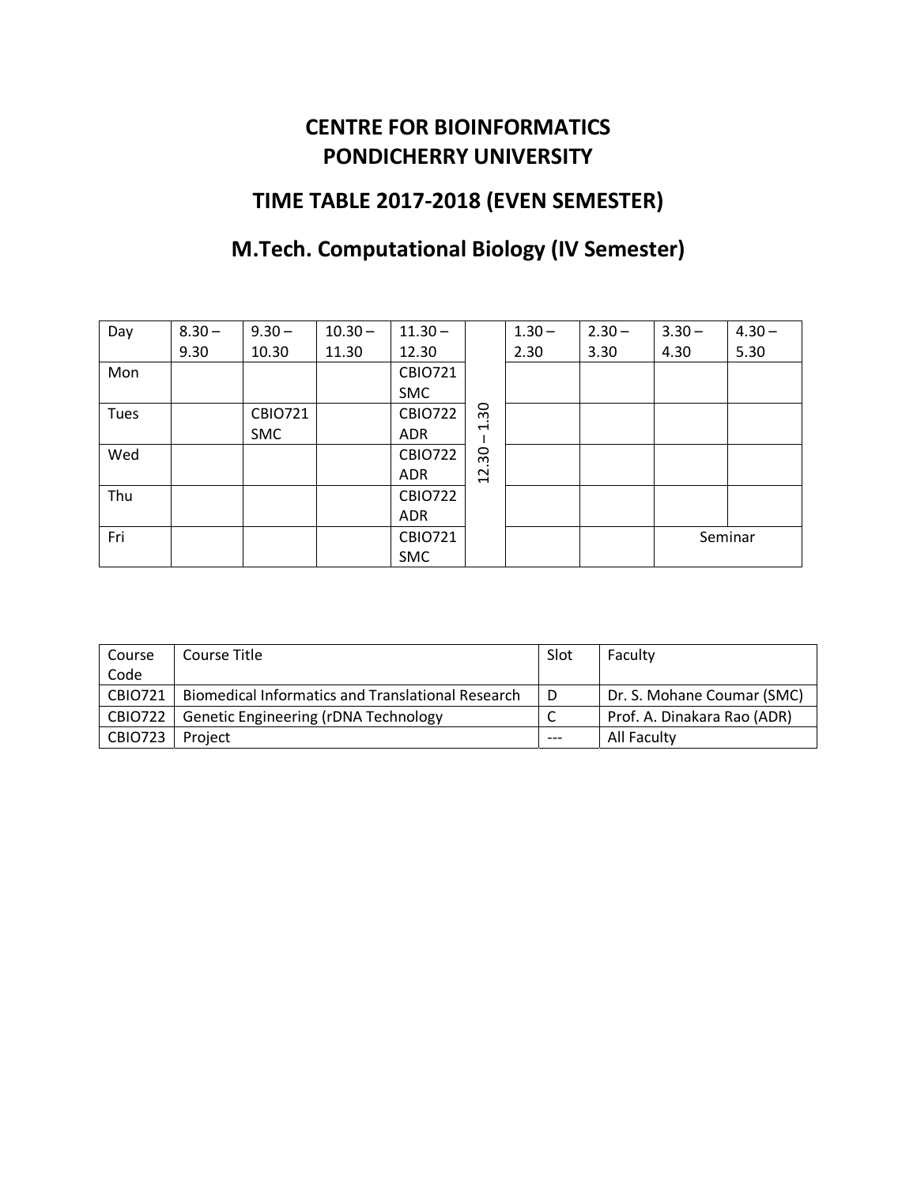# CENTRE FOR BIOINFORMATICS
# PONDICHERRY UNIVERSITY

## TIME TABLE 2017-2018 (EVEN SEMESTER)

## M.Tech. Computational Biology (IV Semester)

| Day | 8.30 – 9.30 | 9.30 – 10.30 | 10.30 – 11.30 | 11.30 – 12.30 | | 1.30 – 2.30 | 2.30 – 3.30 | 3.30 – 4.30 | 4.30 – 5.30 |
|---|---|---|---|---|---|---|---|---|---|
| Mon | | | | CBIO721 SMC | 12.30 – 1.30 | | | | |
| Tues | | CBIO721 SMC | | CBIO722 ADR | | | | | |
| Wed | | | | CBIO722 ADR | | | | | |
| Thu | | | | CBIO722 ADR | | | | | |
| Fri | | | | CBIO721 SMC | | | | Seminar | |

| Course Code | Course Title | Slot | Faculty |
|---|---|---|---|
| CBIO721 | Biomedical Informatics and Translational Research | D | Dr. S. Mohane Coumar (SMC) |
| CBIO722 | Genetic Engineering (rDNA Technology | C | Prof. A. Dinakara Rao (ADR) |
| CBIO723 | Project | --- | All Faculty |